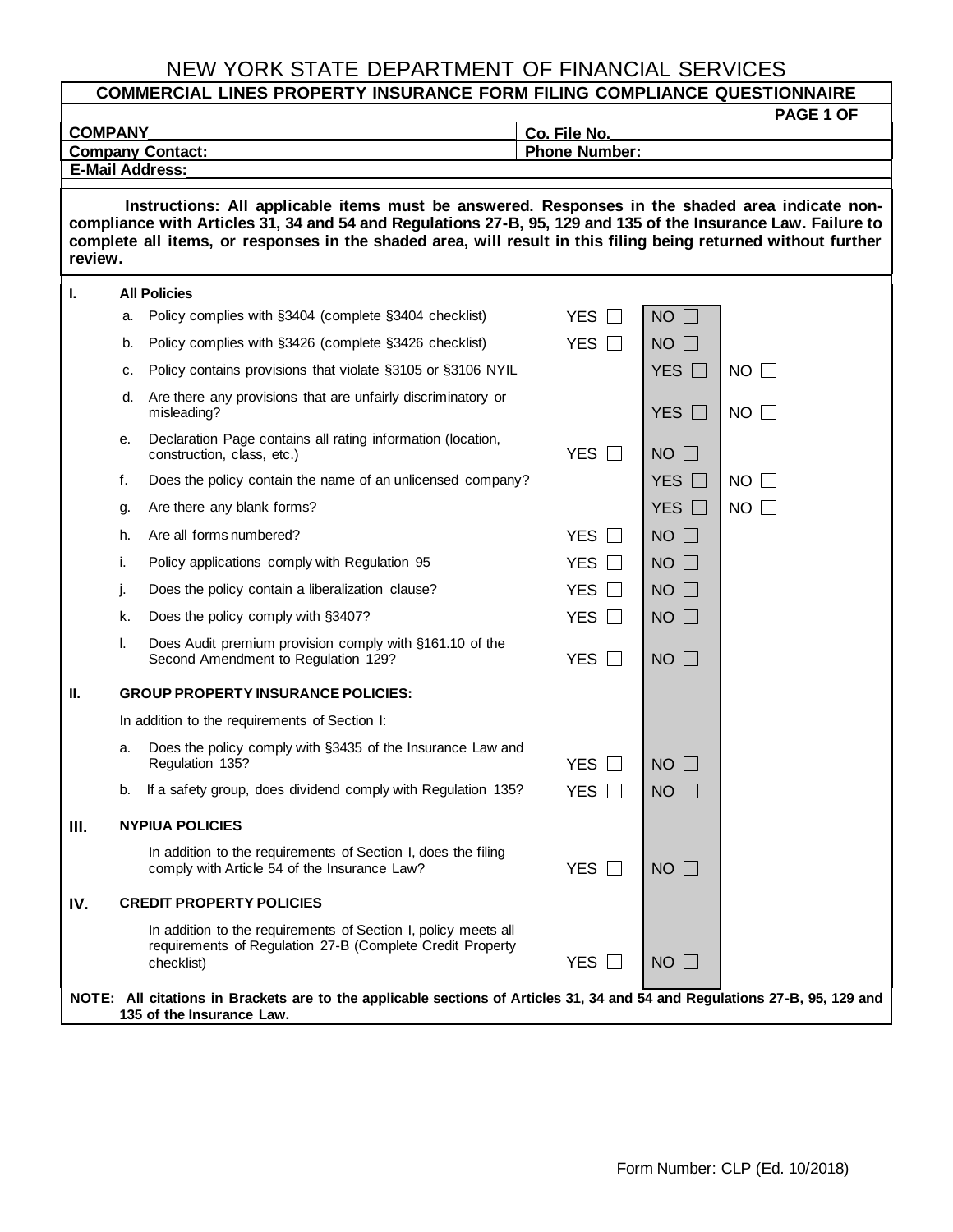# NEW YORK STATE DEPARTMENT OF FINANCIAL SERVICES

## COMMERCIAL LINES PROPERTY INSURANCE FORM FILING COMPLIANCE QUESTIONNAIRE

**PAGE 1 OF**

| | |
|---|---|
| **COMPANY** | **Co. File No.** |
| **Company Contact:** | **Phone Number:** |
| **E-Mail Address:** | |

**Instructions: All applicable items must be answered. Responses in the shaded area indicate non-compliance with Articles 31, 34 and 54 and Regulations 27-B, 95, 129 and 135 of the Insurance Law. Failure to complete all items, or responses in the shaded area, will result in this filing being returned without further review.**

| | | | | | |
|---|---|---|---|---|---|
| **I.** | | **All Policies** | | | |
| | a. | Policy complies with §3404 (complete §3404 checklist) | YES ☐ | NO ☐ | |
| | b. | Policy complies with §3426 (complete §3426 checklist) | YES ☐ | NO ☐ | |
| | c. | Policy contains provisions that violate §3105 or §3106 NYIL | | YES ☐ | NO ☐ |
| | d. | Are there any provisions that are unfairly discriminatory or misleading? | | YES ☐ | NO ☐ |
| | e. | Declaration Page contains all rating information (location, construction, class, etc.) | YES ☐ | NO ☐ | |
| | f. | Does the policy contain the name of an unlicensed company? | | YES ☐ | NO ☐ |
| | g. | Are there any blank forms? | | YES ☐ | NO ☐ |
| | h. | Are all forms numbered? | YES ☐ | NO ☐ | |
| | i. | Policy applications comply with Regulation 95 | YES ☐ | NO ☐ | |
| | j. | Does the policy contain a liberalization clause? | YES ☐ | NO ☐ | |
| | k. | Does the policy comply with §3407? | YES ☐ | NO ☐ | |
| | l. | Does Audit premium provision comply with §161.10 of the Second Amendment to Regulation 129? | YES ☐ | NO ☐ | |
| **II.** | | **GROUP PROPERTY INSURANCE POLICIES:** | | | |
| | | In addition to the requirements of Section I: | | | |
| | a. | Does the policy comply with §3435 of the Insurance Law and Regulation 135? | YES ☐ | NO ☐ | |
| | b. | If a safety group, does dividend comply with Regulation 135? | YES ☐ | NO ☐ | |
| **III.** | | **NYPIUA POLICIES** | | | |
| | | In addition to the requirements of Section I, does the filing comply with Article 54 of the Insurance Law? | YES ☐ | NO ☐ | |
| **IV.** | | **CREDIT PROPERTY POLICIES** | | | |
| | | In addition to the requirements of Section I, policy meets all requirements of Regulation 27-B (Complete Credit Property checklist) | YES ☐ | NO ☐ | |

**NOTE: All citations in Brackets are to the applicable sections of Articles 31, 34 and 54 and Regulations 27-B, 95, 129 and 135 of the Insurance Law.**

Form Number: CLP (Ed. 10/2018)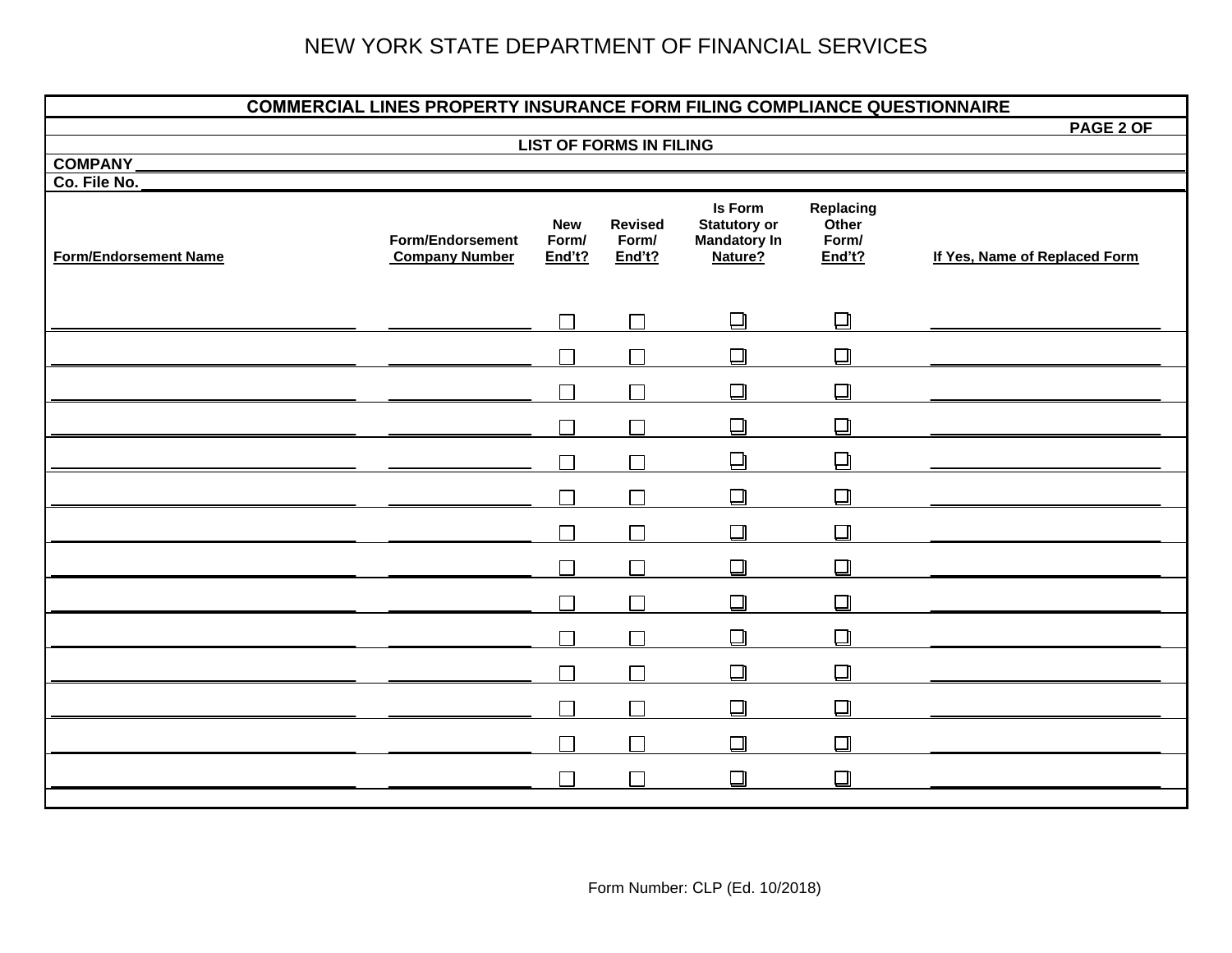# NEW YORK STATE DEPARTMENT OF FINANCIAL SERVICES

## COMMERCIAL LINES PROPERTY INSURANCE FORM FILING COMPLIANCE QUESTIONNAIRE

**PAGE 2 OF**

**LIST OF FORMS IN FILING**

**COMPANY** ______________________________

**Co. File No.** ______________________________

| Form/Endorsement Name | Form/Endorsement Company Number | New Form/ End't? | Revised Form/ End't? | Is Form Statutory or Mandatory In Nature? | Replacing Other Form/ End't? | If Yes, Name of Replaced Form |
|---|---|---|---|---|---|---|
| ______________ | ______________ | ☐ | ☐ | ☐ | ☐ | ______________ |
| ______________ | ______________ | ☐ | ☐ | ☐ | ☐ | ______________ |
| ______________ | ______________ | ☐ | ☐ | ☐ | ☐ | ______________ |
| ______________ | ______________ | ☐ | ☐ | ☐ | ☐ | ______________ |
| ______________ | ______________ | ☐ | ☐ | ☐ | ☐ | ______________ |
| ______________ | ______________ | ☐ | ☐ | ☐ | ☐ | ______________ |
| ______________ | ______________ | ☐ | ☐ | ☐ | ☐ | ______________ |
| ______________ | ______________ | ☐ | ☐ | ☐ | ☐ | ______________ |
| ______________ | ______________ | ☐ | ☐ | ☐ | ☐ | ______________ |
| ______________ | ______________ | ☐ | ☐ | ☐ | ☐ | ______________ |
| ______________ | ______________ | ☐ | ☐ | ☐ | ☐ | ______________ |
| ______________ | ______________ | ☐ | ☐ | ☐ | ☐ | ______________ |
| ______________ | ______________ | ☐ | ☐ | ☐ | ☐ | ______________ |
| ______________ | ______________ | ☐ | ☐ | ☐ | ☐ | ______________ |

Form Number: CLP (Ed. 10/2018)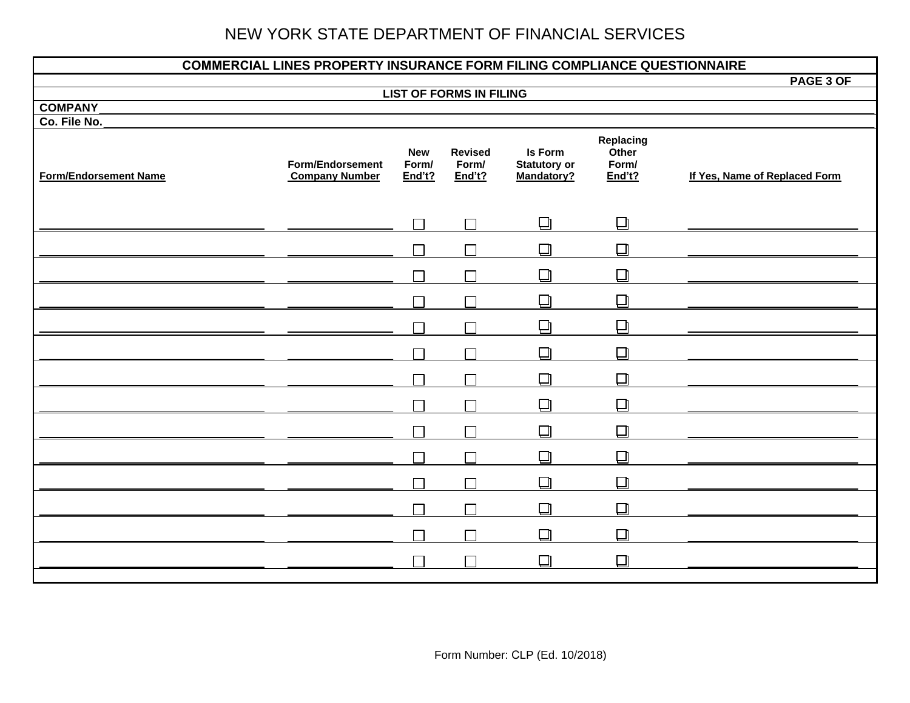NEW YORK STATE DEPARTMENT OF FINANCIAL SERVICES

## COMMERCIAL LINES PROPERTY INSURANCE FORM FILING COMPLIANCE QUESTIONNAIRE

**PAGE 3 OF**

**LIST OF FORMS IN FILING**

**COMPANY** ______________________________

**Co. File No.** ______________________________

| Form/Endorsement Name | Form/Endorsement Company Number | New Form/ End't? | Revised Form/ End't? | Is Form Statutory or Mandatory? | Replacing Other Form/ End't? | If Yes, Name of Replaced Form |
|---|---|---|---|---|---|---|
| | | ☐ | ☐ | ☐ | ☐ | |
| | | ☐ | ☐ | ☐ | ☐ | |
| | | ☐ | ☐ | ☐ | ☐ | |
| | | ☐ | ☐ | ☐ | ☐ | |
| | | ☐ | ☐ | ☐ | ☐ | |
| | | ☐ | ☐ | ☐ | ☐ | |
| | | ☐ | ☐ | ☐ | ☐ | |
| | | ☐ | ☐ | ☐ | ☐ | |
| | | ☐ | ☐ | ☐ | ☐ | |
| | | ☐ | ☐ | ☐ | ☐ | |
| | | ☐ | ☐ | ☐ | ☐ | |
| | | ☐ | ☐ | ☐ | ☐ | |
| | | ☐ | ☐ | ☐ | ☐ | |
| | | ☐ | ☐ | ☐ | ☐ | |

Form Number: CLP (Ed. 10/2018)